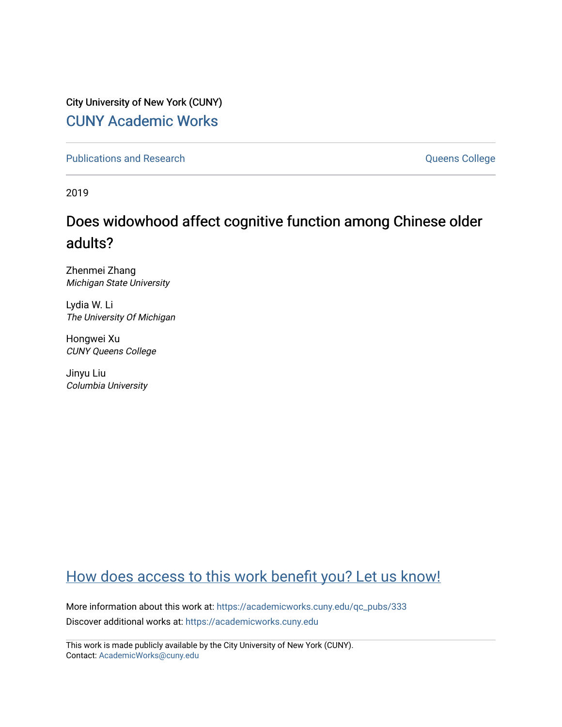City University of New York (CUNY)

CUNY Academic Works

Publications and Research | Queens College

2019

# Does widowhood affect cognitive function among Chinese older adults?

Zhenmei Zhang
*Michigan State University*

Lydia W. Li
*The University Of Michigan*

Hongwei Xu
*CUNY Queens College*

Jinyu Liu
*Columbia University*

How does access to this work benefit you? Let us know!

More information about this work at: https://academicworks.cuny.edu/qc_pubs/333

Discover additional works at: https://academicworks.cuny.edu

This work is made publicly available by the City University of New York (CUNY).
Contact: AcademicWorks@cuny.edu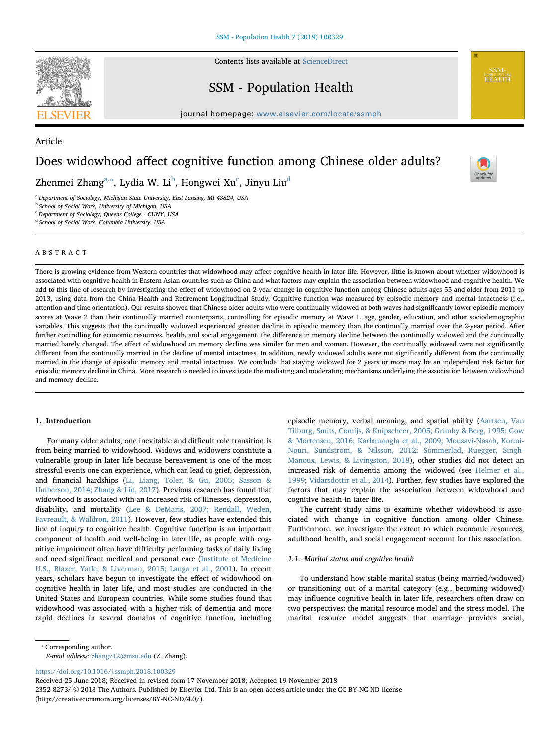Article

# Does widowhood affect cognitive function among Chinese older adults?

Zhenmei Zhang[a,*], Lydia W. Li[b], Hongwei Xu[c], Jinyu Liu[d]

[a] Department of Sociology, Michigan State University, East Lansing, MI 48824, USA
[b] School of Social Work, University of Michigan, USA
[c] Department of Sociology, Queens College - CUNY, USA
[d] School of Social Work, Columbia University, USA

## ABSTRACT

There is growing evidence from Western countries that widowhood may affect cognitive health in later life. However, little is known about whether widowhood is associated with cognitive health in Eastern Asian countries such as China and what factors may explain the association between widowhood and cognitive health. We add to this line of research by investigating the effect of widowhood on 2-year change in cognitive function among Chinese adults ages 55 and older from 2011 to 2013, using data from the China Health and Retirement Longitudinal Study. Cognitive function was measured by episodic memory and mental intactness (i.e., attention and time orientation). Our results showed that Chinese older adults who were continually widowed at both waves had significantly lower episodic memory scores at Wave 2 than their continually married counterparts, controlling for episodic memory at Wave 1, age, gender, education, and other sociodemographic variables. This suggests that the continually widowed experienced greater decline in episodic memory than the continually married over the 2-year period. After further controlling for economic resources, health, and social engagement, the difference in memory decline between the continually widowed and the continually married barely changed. The effect of widowhood on memory decline was similar for men and women. However, the continually widowed were not significantly different from the continually married in the decline of mental intactness. In addition, newly widowed adults were not significantly different from the continually married in the change of episodic memory and mental intactness. We conclude that staying widowed for 2 years or more may be an independent risk factor for episodic memory decline in China. More research is needed to investigate the mediating and moderating mechanisms underlying the association between widowhood and memory decline.

## 1. Introduction

For many older adults, one inevitable and difficult role transition is from being married to widowhood. Widows and widowers constitute a vulnerable group in later life because bereavement is one of the most stressful events one can experience, which can lead to grief, depression, and financial hardships (Li, Liang, Toler, & Gu, 2005; Sasson & Umberson, 2014; Zhang & Lin, 2017). Previous research has found that widowhood is associated with an increased risk of illnesses, depression, disability, and mortality (Lee & DeMaris, 2007; Rendall, Weden, Favreault, & Waldron, 2011). However, few studies have extended this line of inquiry to cognitive health. Cognitive function is an important component of health and well-being in later life, as people with cognitive impairment often have difficulty performing tasks of daily living and need significant medical and personal care (Institute of Medicine U.S., Blazer, Yaffe, & Liverman, 2015; Langa et al., 2001). In recent years, scholars have begun to investigate the effect of widowhood on cognitive health in later life, and most studies are conducted in the United States and European countries. While some studies found that widowhood was associated with a higher risk of dementia and more rapid declines in several domains of cognitive function, including episodic memory, verbal meaning, and spatial ability (Aartsen, Van Tilburg, Smits, Comijs, & Knipscheer, 2005; Grimby & Berg, 1995; Gow & Mortensen, 2016; Karlamangla et al., 2009; Mousavi-Nasab, Kormi-Nouri, Sundstrom, & Nilsson, 2012; Sommerlad, Ruegger, Singh-Manoux, Lewis, & Livingston, 2018), other studies did not detect an increased risk of dementia among the widowed (see Helmer et al., 1999; Vidarsdottir et al., 2014). Further, few studies have explored the factors that may explain the association between widowhood and cognitive health in later life.

The current study aims to examine whether widowhood is associated with change in cognitive function among older Chinese. Furthermore, we investigate the extent to which economic resources, adulthood health, and social engagement account for this association.

### 1.1. Marital status and cognitive health

To understand how stable marital status (being married/widowed) or transitioning out of a marital category (e.g., becoming widowed) may influence cognitive health in later life, researchers often draw on two perspectives: the marital resource model and the stress model. The marital resource model suggests that marriage provides social,

* Corresponding author.
*E-mail address:* zhangz12@msu.edu (Z. Zhang).

https://doi.org/10.1016/j.ssmph.2018.100329
Received 25 June 2018; Received in revised form 17 November 2018; Accepted 19 November 2018
2352-8273/ © 2018 The Authors. Published by Elsevier Ltd. This is an open access article under the CC BY-NC-ND license (http://creativecommons.org/licenses/BY-NC-ND/4.0/).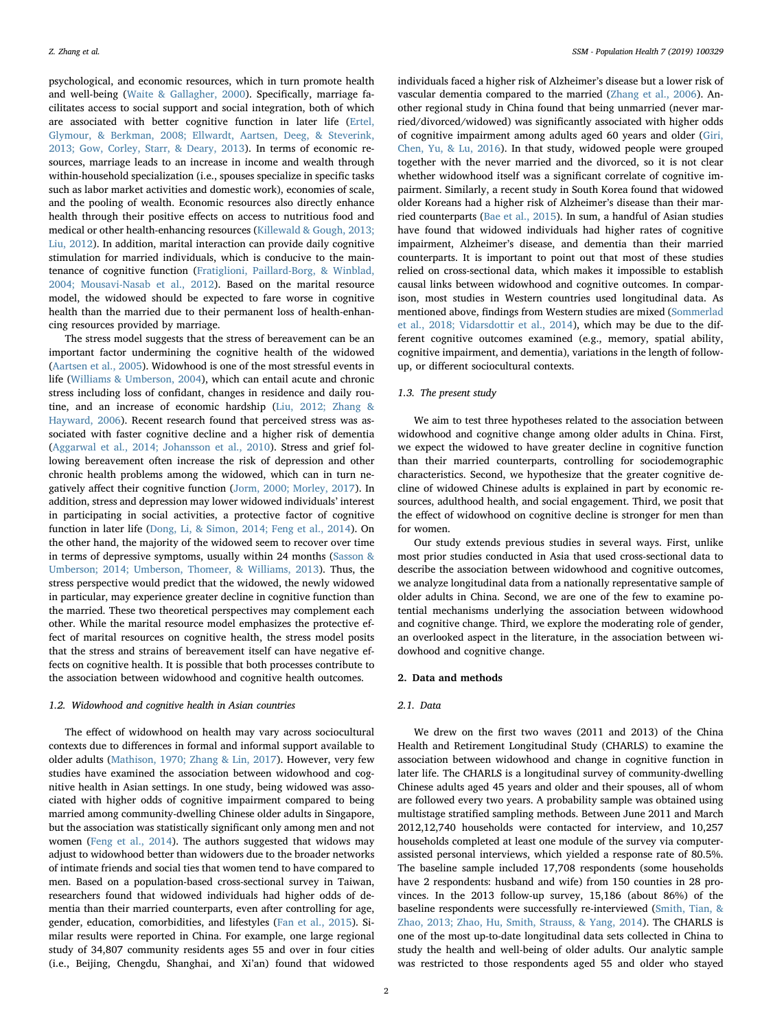psychological, and economic resources, which in turn promote health and well-being (Waite & Gallagher, 2000). Specifically, marriage facilitates access to social support and social integration, both of which are associated with better cognitive function in later life (Ertel, Glymour, & Berkman, 2008; Ellwardt, Aartsen, Deeg, & Steverink, 2013; Gow, Corley, Starr, & Deary, 2013). In terms of economic resources, marriage leads to an increase in income and wealth through within-household specialization (i.e., spouses specialize in specific tasks such as labor market activities and domestic work), economies of scale, and the pooling of wealth. Economic resources also directly enhance health through their positive effects on access to nutritious food and medical or other health-enhancing resources (Killewald & Gough, 2013; Liu, 2012). In addition, marital interaction can provide daily cognitive stimulation for married individuals, which is conducive to the maintenance of cognitive function (Fratiglioni, Paillard-Borg, & Winblad, 2004; Mousavi-Nasab et al., 2012). Based on the marital resource model, the widowed should be expected to fare worse in cognitive health than the married due to their permanent loss of health-enhancing resources provided by marriage.

The stress model suggests that the stress of bereavement can be an important factor undermining the cognitive health of the widowed (Aartsen et al., 2005). Widowhood is one of the most stressful events in life (Williams & Umberson, 2004), which can entail acute and chronic stress including loss of confidant, changes in residence and daily routine, and an increase of economic hardship (Liu, 2012; Zhang & Hayward, 2006). Recent research found that perceived stress was associated with faster cognitive decline and a higher risk of dementia (Aggarwal et al., 2014; Johansson et al., 2010). Stress and grief following bereavement often increase the risk of depression and other chronic health problems among the widowed, which can in turn negatively affect their cognitive function (Jorm, 2000; Morley, 2017). In addition, stress and depression may lower widowed individuals' interest in participating in social activities, a protective factor of cognitive function in later life (Dong, Li, & Simon, 2014; Feng et al., 2014). On the other hand, the majority of the widowed seem to recover over time in terms of depressive symptoms, usually within 24 months (Sasson & Umberson; 2014; Umberson, Thomeer, & Williams, 2013). Thus, the stress perspective would predict that the widowed, the newly widowed in particular, may experience greater decline in cognitive function than the married. These two theoretical perspectives may complement each other. While the marital resource model emphasizes the protective effect of marital resources on cognitive health, the stress model posits that the stress and strains of bereavement itself can have negative effects on cognitive health. It is possible that both processes contribute to the association between widowhood and cognitive health outcomes.

### 1.2. Widowhood and cognitive health in Asian countries

The effect of widowhood on health may vary across sociocultural contexts due to differences in formal and informal support available to older adults (Mathison, 1970; Zhang & Lin, 2017). However, very few studies have examined the association between widowhood and cognitive health in Asian settings. In one study, being widowed was associated with higher odds of cognitive impairment compared to being married among community-dwelling Chinese older adults in Singapore, but the association was statistically significant only among men and not women (Feng et al., 2014). The authors suggested that widows may adjust to widowhood better than widowers due to the broader networks of intimate friends and social ties that women tend to have compared to men. Based on a population-based cross-sectional survey in Taiwan, researchers found that widowed individuals had higher odds of dementia than their married counterparts, even after controlling for age, gender, education, comorbidities, and lifestyles (Fan et al., 2015). Similar results were reported in China. For example, one large regional study of 34,807 community residents ages 55 and over in four cities (i.e., Beijing, Chengdu, Shanghai, and Xi'an) found that widowed individuals faced a higher risk of Alzheimer's disease but a lower risk of vascular dementia compared to the married (Zhang et al., 2006). Another regional study in China found that being unmarried (never married/divorced/widowed) was significantly associated with higher odds of cognitive impairment among adults aged 60 years and older (Giri, Chen, Yu, & Lu, 2016). In that study, widowed people were grouped together with the never married and the divorced, so it is not clear whether widowhood itself was a significant correlate of cognitive impairment. Similarly, a recent study in South Korea found that widowed older Koreans had a higher risk of Alzheimer's disease than their married counterparts (Bae et al., 2015). In sum, a handful of Asian studies have found that widowed individuals had higher rates of cognitive impairment, Alzheimer's disease, and dementia than their married counterparts. It is important to point out that most of these studies relied on cross-sectional data, which makes it impossible to establish causal links between widowhood and cognitive outcomes. In comparison, most studies in Western countries used longitudinal data. As mentioned above, findings from Western studies are mixed (Sommerlad et al., 2018; Vidarsdottir et al., 2014), which may be due to the different cognitive outcomes examined (e.g., memory, spatial ability, cognitive impairment, and dementia), variations in the length of follow-up, or different sociocultural contexts.

### 1.3. The present study

We aim to test three hypotheses related to the association between widowhood and cognitive change among older adults in China. First, we expect the widowed to have greater decline in cognitive function than their married counterparts, controlling for sociodemographic characteristics. Second, we hypothesize that the greater cognitive decline of widowed Chinese adults is explained in part by economic resources, adulthood health, and social engagement. Third, we posit that the effect of widowhood on cognitive decline is stronger for men than for women.

Our study extends previous studies in several ways. First, unlike most prior studies conducted in Asia that used cross-sectional data to describe the association between widowhood and cognitive outcomes, we analyze longitudinal data from a nationally representative sample of older adults in China. Second, we are one of the few to examine potential mechanisms underlying the association between widowhood and cognitive change. Third, we explore the moderating role of gender, an overlooked aspect in the literature, in the association between widowhood and cognitive change.

## 2. Data and methods

### 2.1. Data

We drew on the first two waves (2011 and 2013) of the China Health and Retirement Longitudinal Study (CHARLS) to examine the association between widowhood and change in cognitive function in later life. The CHARLS is a longitudinal survey of community-dwelling Chinese adults aged 45 years and older and their spouses, all of whom are followed every two years. A probability sample was obtained using multistage stratified sampling methods. Between June 2011 and March 2012,12,740 households were contacted for interview, and 10,257 households completed at least one module of the survey via computer-assisted personal interviews, which yielded a response rate of 80.5%. The baseline sample included 17,708 respondents (some households have 2 respondents: husband and wife) from 150 counties in 28 provinces. In the 2013 follow-up survey, 15,186 (about 86%) of the baseline respondents were successfully re-interviewed (Smith, Tian, & Zhao, 2013; Zhao, Hu, Smith, Strauss, & Yang, 2014). The CHARLS is one of the most up-to-date longitudinal data sets collected in China to study the health and well-being of older adults. Our analytic sample was restricted to those respondents aged 55 and older who stayed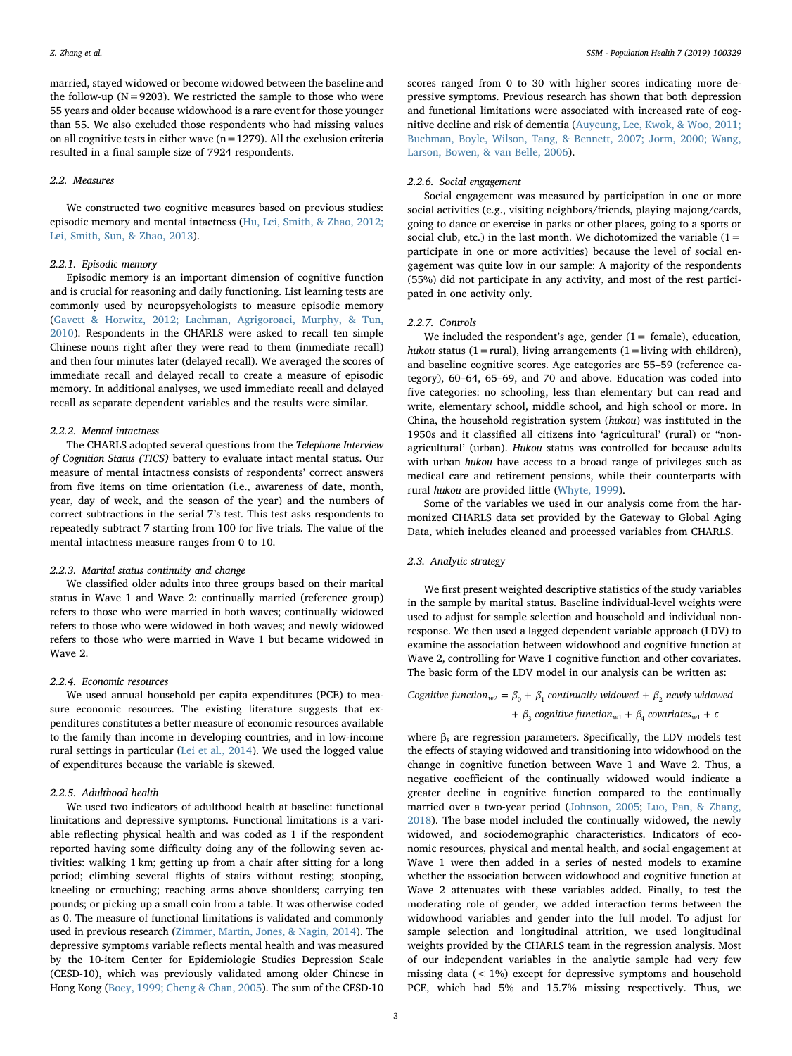married, stayed widowed or become widowed between the baseline and the follow-up (N = 9203). We restricted the sample to those who were 55 years and older because widowhood is a rare event for those younger than 55. We also excluded those respondents who had missing values on all cognitive tests in either wave (n = 1279). All the exclusion criteria resulted in a final sample size of 7924 respondents.

### 2.2. Measures

We constructed two cognitive measures based on previous studies: episodic memory and mental intactness (Hu, Lei, Smith, & Zhao, 2012; Lei, Smith, Sun, & Zhao, 2013).

#### 2.2.1. Episodic memory

Episodic memory is an important dimension of cognitive function and is crucial for reasoning and daily functioning. List learning tests are commonly used by neuropsychologists to measure episodic memory (Gavett & Horwitz, 2012; Lachman, Agrigoroaei, Murphy, & Tun, 2010). Respondents in the CHARLS were asked to recall ten simple Chinese nouns right after they were read to them (immediate recall) and then four minutes later (delayed recall). We averaged the scores of immediate recall and delayed recall to create a measure of episodic memory. In additional analyses, we used immediate recall and delayed recall as separate dependent variables and the results were similar.

#### 2.2.2. Mental intactness

The CHARLS adopted several questions from the *Telephone Interview of Cognition Status (TICS)* battery to evaluate intact mental status. Our measure of mental intactness consists of respondents' correct answers from five items on time orientation (i.e., awareness of date, month, year, day of week, and the season of the year) and the numbers of correct subtractions in the serial 7's test. This test asks respondents to repeatedly subtract 7 starting from 100 for five trials. The value of the mental intactness measure ranges from 0 to 10.

#### 2.2.3. Marital status continuity and change

We classified older adults into three groups based on their marital status in Wave 1 and Wave 2: continually married (reference group) refers to those who were married in both waves; continually widowed refers to those who were widowed in both waves; and newly widowed refers to those who were married in Wave 1 but became widowed in Wave 2.

#### 2.2.4. Economic resources

We used annual household per capita expenditures (PCE) to measure economic resources. The existing literature suggests that expenditures constitutes a better measure of economic resources available to the family than income in developing countries, and in low-income rural settings in particular (Lei et al., 2014). We used the logged value of expenditures because the variable is skewed.

#### 2.2.5. Adulthood health

We used two indicators of adulthood health at baseline: functional limitations and depressive symptoms. Functional limitations is a variable reflecting physical health and was coded as 1 if the respondent reported having some difficulty doing any of the following seven activities: walking 1 km; getting up from a chair after sitting for a long period; climbing several flights of stairs without resting; stooping, kneeling or crouching; reaching arms above shoulders; carrying ten pounds; or picking up a small coin from a table. It was otherwise coded as 0. The measure of functional limitations is validated and commonly used in previous research (Zimmer, Martin, Jones, & Nagin, 2014). The depressive symptoms variable reflects mental health and was measured by the 10-item Center for Epidemiologic Studies Depression Scale (CESD-10), which was previously validated among older Chinese in Hong Kong (Boey, 1999; Cheng & Chan, 2005). The sum of the CESD-10 scores ranged from 0 to 30 with higher scores indicating more depressive symptoms. Previous research has shown that both depression and functional limitations were associated with increased rate of cognitive decline and risk of dementia (Auyeung, Lee, Kwok, & Woo, 2011; Buchman, Boyle, Wilson, Tang, & Bennett, 2007; Jorm, 2000; Wang, Larson, Bowen, & van Belle, 2006).

#### 2.2.6. Social engagement

Social engagement was measured by participation in one or more social activities (e.g., visiting neighbors/friends, playing majong/cards, going to dance or exercise in parks or other places, going to a sports or social club, etc.) in the last month. We dichotomized the variable (1 = participate in one or more activities) because the level of social engagement was quite low in our sample: A majority of the respondents (55%) did not participate in any activity, and most of the rest participated in one activity only.

#### 2.2.7. Controls

We included the respondent's age, gender (1 = female), education, *hukou* status (1 = rural), living arrangements (1 = living with children), and baseline cognitive scores. Age categories are 55–59 (reference category), 60–64, 65–69, and 70 and above. Education was coded into five categories: no schooling, less than elementary but can read and write, elementary school, middle school, and high school or more. In China, the household registration system (*hukou*) was instituted in the 1950s and it classified all citizens into 'agricultural' (rural) or "non-agricultural' (urban). *Hukou* status was controlled for because adults with urban *hukou* have access to a broad range of privileges such as medical care and retirement pensions, while their counterparts with rural *hukou* are provided little (Whyte, 1999).

Some of the variables we used in our analysis come from the harmonized CHARLS data set provided by the Gateway to Global Aging Data, which includes cleaned and processed variables from CHARLS.

### 2.3. Analytic strategy

We first present weighted descriptive statistics of the study variables in the sample by marital status. Baseline individual-level weights were used to adjust for sample selection and household and individual nonresponse. We then used a lagged dependent variable approach (LDV) to examine the association between widowhood and cognitive function at Wave 2, controlling for Wave 1 cognitive function and other covariates. The basic form of the LDV model in our analysis can be written as:

$$\text{Cognitive function}_{w2} = \beta_0 + \beta_1 \text{ continually widowed} + \beta_2 \text{ newly widowed} + \beta_3 \text{ cognitive function}_{w1} + \beta_4 \text{ covariates}_{w1} + \varepsilon$$

where $\beta_s$ are regression parameters. Specifically, the LDV models test the effects of staying widowed and transitioning into widowhood on the change in cognitive function between Wave 1 and Wave 2. Thus, a negative coefficient of the continually widowed would indicate a greater decline in cognitive function compared to the continually married over a two-year period (Johnson, 2005; Luo, Pan, & Zhang, 2018). The base model included the continually widowed, the newly widowed, and sociodemographic characteristics. Indicators of economic resources, physical and mental health, and social engagement at Wave 1 were then added in a series of nested models to examine whether the association between widowhood and cognitive function at Wave 2 attenuates with these variables added. Finally, to test the moderating role of gender, we added interaction terms between the widowhood variables and gender into the full model. To adjust for sample selection and longitudinal attrition, we used longitudinal weights provided by the CHARLS team in the regression analysis. Most of our independent variables in the analytic sample had very few missing data (< 1%) except for depressive symptoms and household PCE, which had 5% and 15.7% missing respectively. Thus, we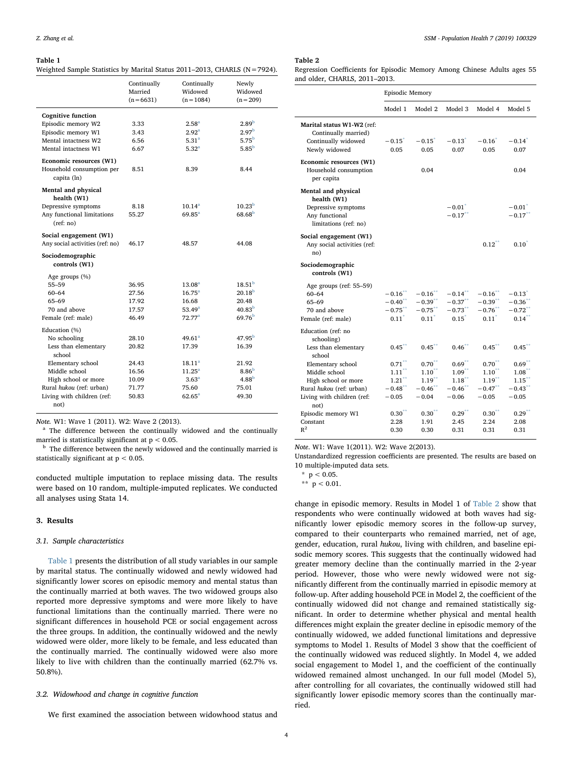**Table 1**
Weighted Sample Statistics by Marital Status 2011–2013, CHARLS (N = 7924).

| | Continually Married (n = 6631) | Continually Widowed (n = 1084) | Newly Widowed (n = 209) |
|---|---|---|---|
| **Cognitive function** | | | |
| Episodic memory W2 | 3.33 | 2.58[a] | 2.89[b] |
| Episodic memory W1 | 3.43 | 2.92[a] | 2.97[b] |
| Mental intactness W2 | 6.56 | 5.31[a] | 5.75[b] |
| Mental intactness W1 | 6.67 | 5.32[a] | 5.85[b] |
| **Economic resources (W1)** | | | |
| Household consumption per capita (ln) | 8.51 | 8.39 | 8.44 |
| **Mental and physical health (W1)** | | | |
| Depressive symptoms | 8.18 | 10.14[a] | 10.23[b] |
| Any functional limitations (ref: no) | 55.27 | 69.85[a] | 68.68[b] |
| **Social engagement (W1)** | | | |
| Any social activities (ref: no) | 46.17 | 48.57 | 44.08 |
| **Sociodemographic controls (W1)** | | | |
| Age groups (%) | | | |
| 55–59 | 36.95 | 13.08[a] | 18.51[b] |
| 60–64 | 27.56 | 16.75[a] | 20.18[b] |
| 65–69 | 17.92 | 16.68 | 20.48 |
| 70 and above | 17.57 | 53.49[a] | 40.83[b] |
| Female (ref: male) | 46.49 | 72.77[a] | 69.76[b] |
| Education (%) | | | |
| No schooling | 28.10 | 49.61[a] | 47.95[b] |
| Less than elementary school | 20.82 | 17.39 | 16.39 |
| Elementary school | 24.43 | 18.11[a] | 21.92 |
| Middle school | 16.56 | 11.25[a] | 8.86[b] |
| High school or more | 10.09 | 3.63[a] | 4.88[b] |
| Rural *hukou* (ref: urban) | 71.77 | 75.60 | 75.01 |
| Living with children (ref: not) | 50.83 | 62.65[a] | 49.30 |

*Note.* W1: Wave 1 (2011). W2: Wave 2 (2013).

[a] The difference between the continually widowed and the continually married is statistically significant at $p < 0.05$.

[b] The difference between the newly widowed and the continually married is statistically significant at $p < 0.05$.

conducted multiple imputation to replace missing data. The results were based on 10 random, multiple-imputed replicates. We conducted all analyses using Stata 14.

## 3. Results

### 3.1. Sample characteristics

Table 1 presents the distribution of all study variables in our sample by marital status. The continually widowed and newly widowed had significantly lower scores on episodic memory and mental status than the continually married at both waves. The two widowed groups also reported more depressive symptoms and were more likely to have functional limitations than the continually married. There were no significant differences in household PCE or social engagement across the three groups. In addition, the continually widowed and the newly widowed were older, more likely to be female, and less educated than the continually married. The continually widowed were also more likely to live with children than the continually married (62.7% vs. 50.8%).

### 3.2. Widowhood and change in cognitive function

We first examined the association between widowhood status and change in episodic memory. Results in Model 1 of Table 2 show that respondents who were continually widowed at both waves had significantly lower episodic memory scores in the follow-up survey, compared to their counterparts who remained married, net of age, gender, education, rural *hukou*, living with children, and baseline episodic memory scores. This suggests that the continually widowed had greater memory decline than the continually married in the 2-year period. However, those who were newly widowed were not significantly different from the continually married in episodic memory at follow-up. After adding household PCE in Model 2, the coefficient of the continually widowed did not change and remained statistically significant. In order to determine whether physical and mental health differences might explain the greater decline in episodic memory of the continually widowed, we added functional limitations and depressive symptoms to Model 1. Results of Model 3 show that the coefficient of the continually widowed was reduced slightly. In Model 4, we added social engagement to Model 1, and the coefficient of the continually widowed remained almost unchanged. In our full model (Model 5), after controlling for all covariates, the continually widowed still had significantly lower episodic memory scores than the continually married.

**Table 2**
Regression Coefficients for Episodic Memory Among Chinese Adults ages 55 and older, CHARLS, 2011–2013.

| | Episodic Memory | | | | |
|---|---|---|---|---|---|
| | Model 1 | Model 2 | Model 3 | Model 4 | Model 5 |
| **Marital status W1-W2** (ref: Continually married) | | | | | |
| Continually widowed | −0.15* | −0.15* | −0.13* | −0.16* | −0.14* |
| Newly widowed | 0.05 | 0.05 | 0.07 | 0.05 | 0.07 |
| **Economic resources (W1)** | | | | | |
| Household consumption per capita | | 0.04 | | | 0.04 |
| **Mental and physical health (W1)** | | | | | |
| Depressive symptoms | | | −0.01* | | −0.01* |
| Any functional limitations (ref: no) | | | −0.17** | | −0.17** |
| **Social engagement (W1)** | | | | | |
| Any social activities (ref: no) | | | | 0.12** | 0.10* |
| **Sociodemographic controls (W1)** | | | | | |
| Age groups (ref: 55–59) | | | | | |
| 60–64 | −0.16** | −0.16** | −0.14** | −0.16** | −0.13* |
| 65–69 | −0.40** | −0.39** | −0.37** | −0.39** | −0.36** |
| 70 and above | −0.75** | −0.75** | −0.73** | −0.76** | −0.72** |
| Female (ref: male) | 0.11* | 0.11* | 0.15* | 0.11* | 0.14** |
| Education (ref: no schooling) | | | | | |
| Less than elementary school | 0.45** | 0.45** | 0.46** | 0.45** | 0.45** |
| Elementary school | 0.71** | 0.70** | 0.69** | 0.70** | 0.69** |
| Middle school | 1.11** | 1.10** | 1.09** | 1.10** | 1.08** |
| High school or more | 1.21** | 1.19** | 1.18** | 1.19** | 1.15** |
| Rural *hukou* (ref: urban) | −0.48** | −0.46** | −0.46** | −0.47** | −0.43** |
| Living with children (ref: not) | −0.05 | −0.04 | −0.06 | −0.05 | −0.05 |
| Episodic memory W1 | 0.30** | 0.30** | 0.29** | 0.30** | 0.29** |
| Constant | 2.28 | 1.91 | 2.45 | 2.24 | 2.08 |
| $R^2$ | 0.30 | 0.30 | 0.31 | 0.31 | 0.31 |

*Note.* W1: Wave 1(2011). W2: Wave 2(2013).

Unstandardized regression coefficients are presented. The results are based on 10 multiple-imputed data sets.

\* $p < 0.05$.

\*\* $p < 0.01$.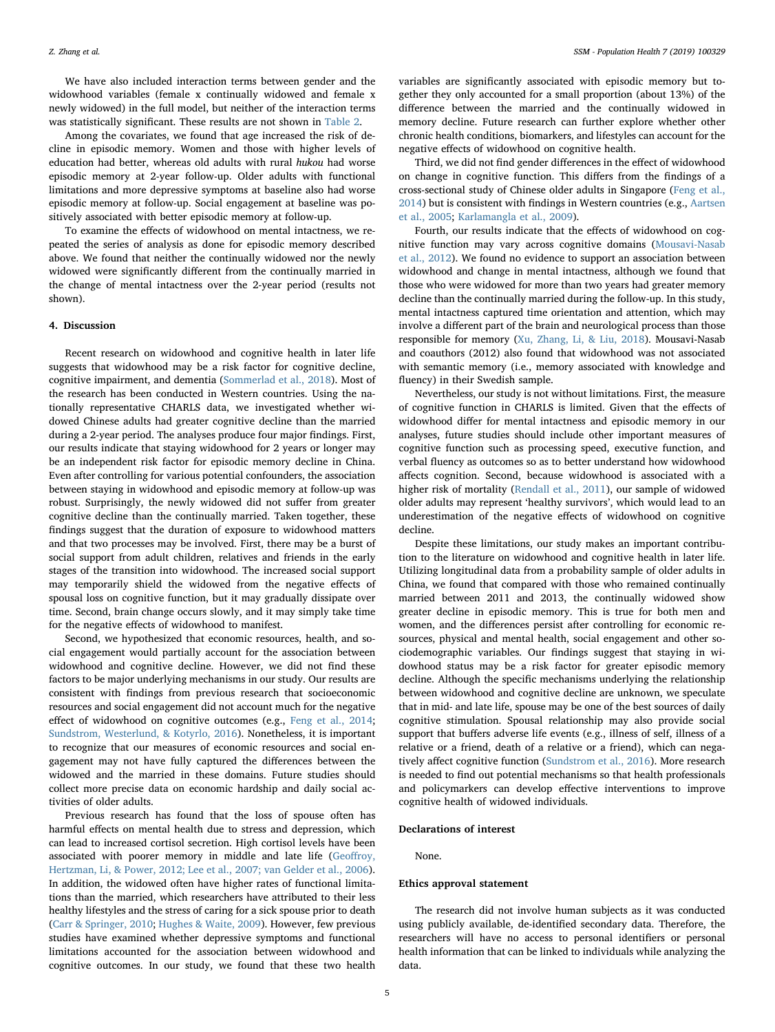We have also included interaction terms between gender and the widowhood variables (female x continually widowed and female x newly widowed) in the full model, but neither of the interaction terms was statistically significant. These results are not shown in Table 2.

Among the covariates, we found that age increased the risk of decline in episodic memory. Women and those with higher levels of education had better, whereas old adults with rural *hukou* had worse episodic memory at 2-year follow-up. Older adults with functional limitations and more depressive symptoms at baseline also had worse episodic memory at follow-up. Social engagement at baseline was positively associated with better episodic memory at follow-up.

To examine the effects of widowhood on mental intactness, we repeated the series of analysis as done for episodic memory described above. We found that neither the continually widowed nor the newly widowed were significantly different from the continually married in the change of mental intactness over the 2-year period (results not shown).

## 4. Discussion

Recent research on widowhood and cognitive health in later life suggests that widowhood may be a risk factor for cognitive decline, cognitive impairment, and dementia (Sommerlad et al., 2018). Most of the research has been conducted in Western countries. Using the nationally representative CHARLS data, we investigated whether widowed Chinese adults had greater cognitive decline than the married during a 2-year period. The analyses produce four major findings. First, our results indicate that staying widowhood for 2 years or longer may be an independent risk factor for episodic memory decline in China. Even after controlling for various potential confounders, the association between staying in widowhood and episodic memory at follow-up was robust. Surprisingly, the newly widowed did not suffer from greater cognitive decline than the continually married. Taken together, these findings suggest that the duration of exposure to widowhood matters and that two processes may be involved. First, there may be a burst of social support from adult children, relatives and friends in the early stages of the transition into widowhood. The increased social support may temporarily shield the widowed from the negative effects of spousal loss on cognitive function, but it may gradually dissipate over time. Second, brain change occurs slowly, and it may simply take time for the negative effects of widowhood to manifest.

Second, we hypothesized that economic resources, health, and social engagement would partially account for the association between widowhood and cognitive decline. However, we did not find these factors to be major underlying mechanisms in our study. Our results are consistent with findings from previous research that socioeconomic resources and social engagement did not account much for the negative effect of widowhood on cognitive outcomes (e.g., Feng et al., 2014; Sundstrom, Westerlund, & Kotyrlo, 2016). Nonetheless, it is important to recognize that our measures of economic resources and social engagement may not have fully captured the differences between the widowed and the married in these domains. Future studies should collect more precise data on economic hardship and daily social activities of older adults.

Previous research has found that the loss of spouse often has harmful effects on mental health due to stress and depression, which can lead to increased cortisol secretion. High cortisol levels have been associated with poorer memory in middle and late life (Geoffroy, Hertzman, Li, & Power, 2012; Lee et al., 2007; van Gelder et al., 2006). In addition, the widowed often have higher rates of functional limitations than the married, which researchers have attributed to their less healthy lifestyles and the stress of caring for a sick spouse prior to death (Carr & Springer, 2010; Hughes & Waite, 2009). However, few previous studies have examined whether depressive symptoms and functional limitations accounted for the association between widowhood and cognitive outcomes. In our study, we found that these two health variables are significantly associated with episodic memory but together they only accounted for a small proportion (about 13%) of the difference between the married and the continually widowed in memory decline. Future research can further explore whether other chronic health conditions, biomarkers, and lifestyles can account for the negative effects of widowhood on cognitive health.

Third, we did not find gender differences in the effect of widowhood on change in cognitive function. This differs from the findings of a cross-sectional study of Chinese older adults in Singapore (Feng et al., 2014) but is consistent with findings in Western countries (e.g., Aartsen et al., 2005; Karlamangla et al., 2009).

Fourth, our results indicate that the effects of widowhood on cognitive function may vary across cognitive domains (Mousavi-Nasab et al., 2012). We found no evidence to support an association between widowhood and change in mental intactness, although we found that those who were widowed for more than two years had greater memory decline than the continually married during the follow-up. In this study, mental intactness captured time orientation and attention, which may involve a different part of the brain and neurological process than those responsible for memory (Xu, Zhang, Li, & Liu, 2018). Mousavi-Nasab and coauthors (2012) also found that widowhood was not associated with semantic memory (i.e., memory associated with knowledge and fluency) in their Swedish sample.

Nevertheless, our study is not without limitations. First, the measure of cognitive function in CHARLS is limited. Given that the effects of widowhood differ for mental intactness and episodic memory in our analyses, future studies should include other important measures of cognitive function such as processing speed, executive function, and verbal fluency as outcomes so as to better understand how widowhood affects cognition. Second, because widowhood is associated with a higher risk of mortality (Rendall et al., 2011), our sample of widowed older adults may represent 'healthy survivors', which would lead to an underestimation of the negative effects of widowhood on cognitive decline.

Despite these limitations, our study makes an important contribution to the literature on widowhood and cognitive health in later life. Utilizing longitudinal data from a probability sample of older adults in China, we found that compared with those who remained continually married between 2011 and 2013, the continually widowed show greater decline in episodic memory. This is true for both men and women, and the differences persist after controlling for economic resources, physical and mental health, social engagement and other sociodemographic variables. Our findings suggest that staying in widowhood status may be a risk factor for greater episodic memory decline. Although the specific mechanisms underlying the relationship between widowhood and cognitive decline are unknown, we speculate that in mid- and late life, spouse may be one of the best sources of daily cognitive stimulation. Spousal relationship may also provide social support that buffers adverse life events (e.g., illness of self, illness of a relative or a friend, death of a relative or a friend), which can negatively affect cognitive function (Sundstrom et al., 2016). More research is needed to find out potential mechanisms so that health professionals and policymarkers can develop effective interventions to improve cognitive health of widowed individuals.

## Declarations of interest

None.

## Ethics approval statement

The research did not involve human subjects as it was conducted using publicly available, de-identified secondary data. Therefore, the researchers will have no access to personal identifiers or personal health information that can be linked to individuals while analyzing the data.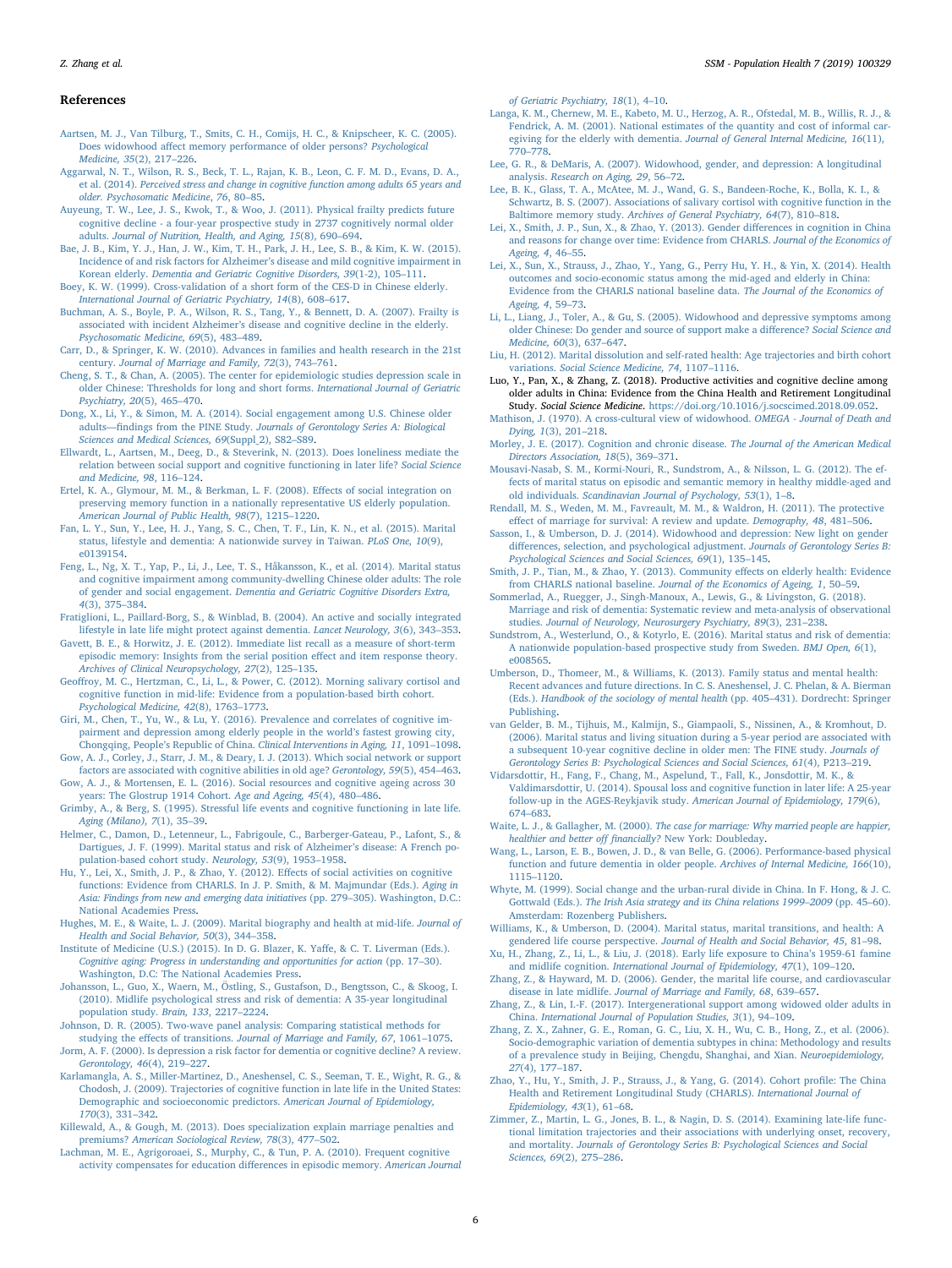## References

Aartsen, M. J., Van Tilburg, T., Smits, C. H., Comijs, H. C., & Knipscheer, K. C. (2005). Does widowhood affect memory performance of older persons? *Psychological Medicine, 35*(2), 217–226.

Aggarwal, N. T., Wilson, R. S., Beck, T. L., Rajan, K. B., Leon, C. F. M. D., Evans, D. A., et al. (2014). *Perceived stress and change in cognitive function among adults 65 years and older. Psychosomatic Medicine, 76*, 80–85.

Auyeung, T. W., Lee, J. S., Kwok, T., & Woo, J. (2011). Physical frailty predicts future cognitive decline - a four-year prospective study in 2737 cognitively normal older adults. *Journal of Nutrition, Health, and Aging, 15*(8), 690–694.

Bae, J. B., Kim, Y. J., Han, J. W., Kim, T. H., Park, J. H., Lee, S. B., & Kim, K. W. (2015). Incidence of and risk factors for Alzheimer's disease and mild cognitive impairment in Korean elderly. *Dementia and Geriatric Cognitive Disorders, 39*(1-2), 105–111.

Boey, K. W. (1999). Cross-validation of a short form of the CES-D in Chinese elderly. *International Journal of Geriatric Psychiatry, 14*(8), 608–617.

Buchman, A. S., Boyle, P. A., Wilson, R. S., Tang, Y., & Bennett, D. A. (2007). Frailty is associated with incident Alzheimer's disease and cognitive decline in the elderly. *Psychosomatic Medicine, 69*(5), 483–489.

Carr, D., & Springer, K. W. (2010). Advances in families and health research in the 21st century. *Journal of Marriage and Family, 72*(3), 743–761.

Cheng, S. T., & Chan, A. (2005). The center for epidemiologic studies depression scale in older Chinese: Thresholds for long and short forms. *International Journal of Geriatric Psychiatry, 20*(5), 465–470.

Dong, X., Li, Y., & Simon, M. A. (2014). Social engagement among U.S. Chinese older adults—findings from the PINE Study. *Journals of Gerontology Series A: Biological Sciences and Medical Sciences, 69*(Suppl_2), S82–S89.

Ellwardt, L., Aartsen, M., Deeg, D., & Steverink, N. (2013). Does loneliness mediate the relation between social support and cognitive functioning in later life? *Social Science and Medicine, 98*, 116–124.

Ertel, K. A., Glymour, M. M., & Berkman, L. F. (2008). Effects of social integration on preserving memory function in a nationally representative US elderly population. *American Journal of Public Health, 98*(7), 1215–1220.

Fan, L. Y., Sun, Y., Lee, H. J., Yang, S. C., Chen, T. F., Lin, K. N., et al. (2015). Marital status, lifestyle and dementia: A nationwide survey in Taiwan. *PLoS One, 10*(9), e0139154.

Feng, L., Ng, X. T., Yap, P., Li, J., Lee, T. S., Håkansson, K., et al. (2014). Marital status and cognitive impairment among community-dwelling Chinese older adults: The role of gender and social engagement. *Dementia and Geriatric Cognitive Disorders Extra, 4*(3), 375–384.

Fratiglioni, L., Paillard-Borg, S., & Winblad, B. (2004). An active and socially integrated lifestyle in late life might protect against dementia. *Lancet Neurology, 3*(6), 343–353.

Gavett, B. E., & Horwitz, J. E. (2012). Immediate list recall as a measure of short-term episodic memory: Insights from the serial position effect and item response theory. *Archives of Clinical Neuropsychology, 27*(2), 125–135.

Geoffroy, M. C., Hertzman, C., Li, L., & Power, C. (2012). Morning salivary cortisol and cognitive function in mid-life: Evidence from a population-based birth cohort. *Psychological Medicine, 42*(8), 1763–1773.

Giri, M., Chen, T., Yu, W., & Lu, Y. (2016). Prevalence and correlates of cognitive impairment and depression among elderly people in the world's fastest growing city, Chongqing, People's Republic of China. *Clinical Interventions in Aging, 11*, 1091–1098.

Gow, A. J., Corley, J., Starr, J. M., & Deary, I. J. (2013). Which social network or support factors are associated with cognitive abilities in old age? *Gerontology, 59*(5), 454–463.

Gow, A. J., & Mortensen, E. L. (2016). Social resources and cognitive ageing across 30 years: The Glostrup 1914 Cohort. *Age and Ageing, 45*(4), 480–486.

Grimby, A., & Berg, S. (1995). Stressful life events and cognitive functioning in late life. *Aging (Milano), 7*(1), 35–39.

Helmer, C., Damon, D., Letenneur, L., Fabrigoule, C., Barberger-Gateau, P., Lafont, S., & Dartigues, J. F. (1999). Marital status and risk of Alzheimer's disease: A French population-based cohort study. *Neurology, 53*(9), 1953–1958.

Hu, Y., Lei, X., Smith, J. P., & Zhao, Y. (2012). Effects of social activities on cognitive functions: Evidence from CHARLS. In J. P. Smith, & M. Majmundar (Eds.). *Aging in Asia: Findings from new and emerging data initiatives* (pp. 279–305). Washington, D.C.: National Academies Press.

Hughes, M. E., & Waite, L. J. (2009). Marital biography and health at mid-life. *Journal of Health and Social Behavior, 50*(3), 344–358.

Institute of Medicine (U.S.) (2015). In D. G. Blazer, K. Yaffe, & C. T. Liverman (Eds.). *Cognitive aging: Progress in understanding and opportunities for action* (pp. 17–30). Washington, D.C: The National Academies Press.

Johansson, L., Guo, X., Waern, M., Östling, S., Gustafson, D., Bengtsson, C., & Skoog, I. (2010). Midlife psychological stress and risk of dementia: A 35-year longitudinal population study. *Brain, 133*, 2217–2224.

Johnson, D. R. (2005). Two-wave panel analysis: Comparing statistical methods for studying the effects of transitions. *Journal of Marriage and Family, 67*, 1061–1075.

Jorm, A. F. (2000). Is depression a risk factor for dementia or cognitive decline? A review. *Gerontology, 46*(4), 219–227.

Karlamangla, A. S., Miller-Martinez, D., Aneshensel, C. S., Seeman, T. E., Wight, R. G., & Chodosh, J. (2009). Trajectories of cognitive function in late life in the United States: Demographic and socioeconomic predictors. *American Journal of Epidemiology, 170*(3), 331–342.

Killewald, A., & Gough, M. (2013). Does specialization explain marriage penalties and premiums? *American Sociological Review, 78*(3), 477–502.

Lachman, M. E., Agrigoroaei, S., Murphy, C., & Tun, P. A. (2010). Frequent cognitive activity compensates for education differences in episodic memory. *American Journal of Geriatric Psychiatry, 18*(1), 4–10.

Langa, K. M., Chernew, M. E., Kabeto, M. U., Herzog, A. R., Ofstedal, M. B., Willis, R. J., & Fendrick, A. M. (2001). National estimates of the quantity and cost of informal caregiving for the elderly with dementia. *Journal of General Internal Medicine, 16*(11), 770–778.

Lee, G. R., & DeMaris, A. (2007). Widowhood, gender, and depression: A longitudinal analysis. *Research on Aging, 29*, 56–72.

Lee, B. K., Glass, T. A., McAtee, M. J., Wand, G. S., Bandeen-Roche, K., Bolla, K. I., & Schwartz, B. S. (2007). Associations of salivary cortisol with cognitive function in the Baltimore memory study. *Archives of General Psychiatry, 64*(7), 810–818.

Lei, X., Smith, J. P., Sun, X., & Zhao, Y. (2013). Gender differences in cognition in China and reasons for change over time: Evidence from CHARLS. *Journal of the Economics of Ageing, 4*, 46–55.

Lei, X., Sun, X., Strauss, J., Zhao, Y., Yang, G., Perry Hu, Y. H., & Yin, X. (2014). Health outcomes and socio-economic status among the mid-aged and elderly in China: Evidence from the CHARLS national baseline data. *The Journal of the Economics of Ageing, 4*, 59–73.

Li, L., Liang, J., Toler, A., & Gu, S. (2005). Widowhood and depressive symptoms among older Chinese: Do gender and source of support make a difference? *Social Science and Medicine, 60*(3), 637–647.

Liu, H. (2012). Marital dissolution and self-rated health: Age trajectories and birth cohort variations. *Social Science Medicine, 74*, 1107–1116.

Luo, Y., Pan, X., & Zhang, Z. (2018). Productive activities and cognitive decline among older adults in China: Evidence from the China Health and Retirement Longitudinal Study. *Social Science Medicine.* https://doi.org/10.1016/j.socscimed.2018.09.052.

Mathison, J. (1970). A cross-cultural view of widowhood. *OMEGA - Journal of Death and Dying, 1*(3), 201–218.

Morley, J. E. (2017). Cognition and chronic disease. *The Journal of the American Medical Directors Association, 18*(5), 369–371.

Mousavi-Nasab, S. M., Kormi-Nouri, R., Sundstrom, A., & Nilsson, L. G. (2012). The effects of marital status on episodic and semantic memory in healthy middle-aged and old individuals. *Scandinavian Journal of Psychology, 53*(1), 1–8.

Rendall, M. S., Weden, M. M., Favreault, M. M., & Waldron, H. (2011). The protective effect of marriage for survival: A review and update. *Demography, 48*, 481–506.

Sasson, I., & Umberson, D. J. (2014). Widowhood and depression: New light on gender differences, selection, and psychological adjustment. *Journals of Gerontology Series B: Psychological Sciences and Social Sciences, 69*(1), 135–145.

Smith, J. P., Tian, M., & Zhao, Y. (2013). Community effects on elderly health: Evidence from CHARLS national baseline. *Journal of the Economics of Ageing, 1*, 50–59.

Sommerlad, A., Ruegger, J., Singh-Manoux, A., Lewis, G., & Livingston, G. (2018). Marriage and risk of dementia: Systematic review and meta-analysis of observational studies. *Journal of Neurology, Neurosurgery Psychiatry, 89*(3), 231–238.

Sundstrom, A., Westerlund, O., & Kotyrlo, E. (2016). Marital status and risk of dementia: A nationwide population-based prospective study from Sweden. *BMJ Open, 6*(1), e008565.

Umberson, D., Thomeer, M., & Williams, K. (2013). Family status and mental health: Recent advances and future directions. In C. S. Aneshensel, J. C. Phelan, & A. Bierman (Eds.). *Handbook of the sociology of mental health* (pp. 405–431). Dordrecht: Springer Publishing.

van Gelder, B. M., Tijhuis, M., Kalmijn, S., Giampaoli, S., Nissinen, A., & Kromhout, D. (2006). Marital status and living situation during a 5-year period are associated with a subsequent 10-year cognitive decline in older men: The FINE study. *Journals of Gerontology Series B: Psychological Sciences and Social Sciences, 61*(4), P213–219.

Vidarsdottir, H., Fang, F., Chang, M., Aspelund, T., Fall, K., Jonsdottir, M. K., & Valdimarsdottir, U. (2014). Spousal loss and cognitive function in later life: A 25-year follow-up in the AGES-Reykjavik study. *American Journal of Epidemiology, 179*(6), 674–683.

Waite, L. J., & Gallagher, M. (2000). *The case for marriage: Why married people are happier, healthier and better off financially?* New York: Doubleday.

Wang, L., Larson, E. B., Bowen, J. D., & van Belle, G. (2006). Performance-based physical function and future dementia in older people. *Archives of Internal Medicine, 166*(10), 1115–1120.

Whyte, M. (1999). Social change and the urban-rural divide in China. In F. Hong, & J. C. Gottwald (Eds.). *The Irish Asia strategy and its China relations 1999–2009* (pp. 45–60). Amsterdam: Rozenberg Publishers.

Williams, K., & Umberson, D. (2004). Marital status, marital transitions, and health: A gendered life course perspective. *Journal of Health and Social Behavior, 45*, 81–98.

Xu, H., Zhang, Z., Li, L., & Liu, J. (2018). Early life exposure to China's 1959-61 famine and midlife cognition. *International Journal of Epidemiology, 47*(1), 109–120.

Zhang, Z., & Hayward, M. D. (2006). Gender, the marital life course, and cardiovascular disease in late midlife. *Journal of Marriage and Family, 68*, 639–657.

Zhang, Z., & Lin, I.-F. (2017). Intergenerational support among widowed older adults in China. *International Journal of Population Studies, 3*(1), 94–109.

Zhang, Z. X., Zahner, G. E., Roman, G. C., Liu, X. H., Wu, C. B., Hong, Z., et al. (2006). Socio-demographic variation of dementia subtypes in china: Methodology and results of a prevalence study in Beijing, Chengdu, Shanghai, and Xian. *Neuroepidemiology, 27*(4), 177–187.

Zhao, Y., Hu, Y., Smith, J. P., Strauss, J., & Yang, G. (2014). Cohort profile: The China Health and Retirement Longitudinal Study (CHARLS). *International Journal of Epidemiology, 43*(1), 61–68.

Zimmer, Z., Martin, L. G., Jones, B. L., & Nagin, D. S. (2014). Examining late-life functional limitation trajectories and their associations with underlying onset, recovery, and mortality. *Journals of Gerontology Series B: Psychological Sciences and Social Sciences, 69*(2), 275–286.